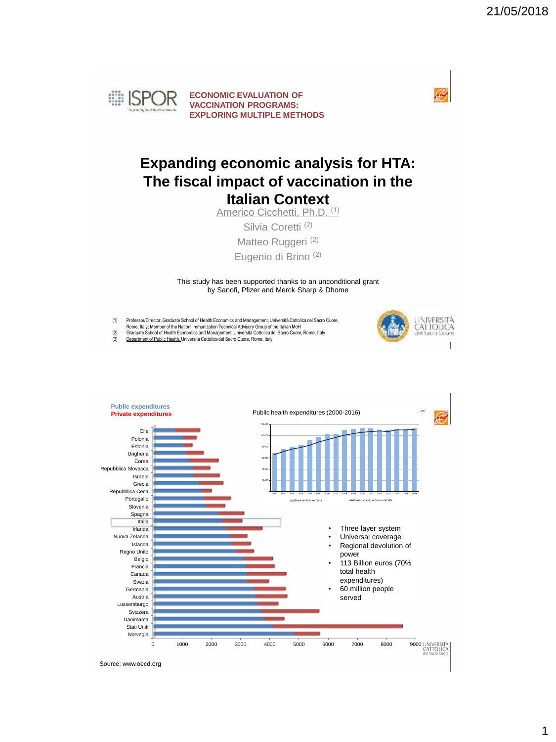ECONOMIC EVALUATION OF VACCINATION PROGRAMS: EXPLORING MULTIPLE METHODS

# Expanding economic analysis for HTA: The fiscal impact of vaccination in the Italian Context

Americo Cicchetti, Ph.D. (1)

Silvia Coretti (2)

Matteo Ruggeri (2)

Eugenio di Brino (2)

This study has been supported thanks to an unconditional grant by Sanofi, Pfizer and Merck Sharp & Dhome

(1) Professor/Director, Graduate School of Health Economics and Management, Università Cattolica del Sacro Cuore, Rome, Italy; Member of the Nationl Immunization Technical Advisory Group of the Italian MoH
(2) Graduate School of Health Economics and Management, Università Cattolica del Sacro Cuore, Rome, Italy
(3) Department of Public Health, Università Cattolica del Sacro Cuore, Rome, Italy

---

**Public expenditures**
**Private expenditures**

Public health expenditures (2000-2016)

- Three layer system
- Universal coverage
- Regional devolution of power
- 113 Billion euros (70% total health expenditures)
- 60 million people served

Source: www.oecd.org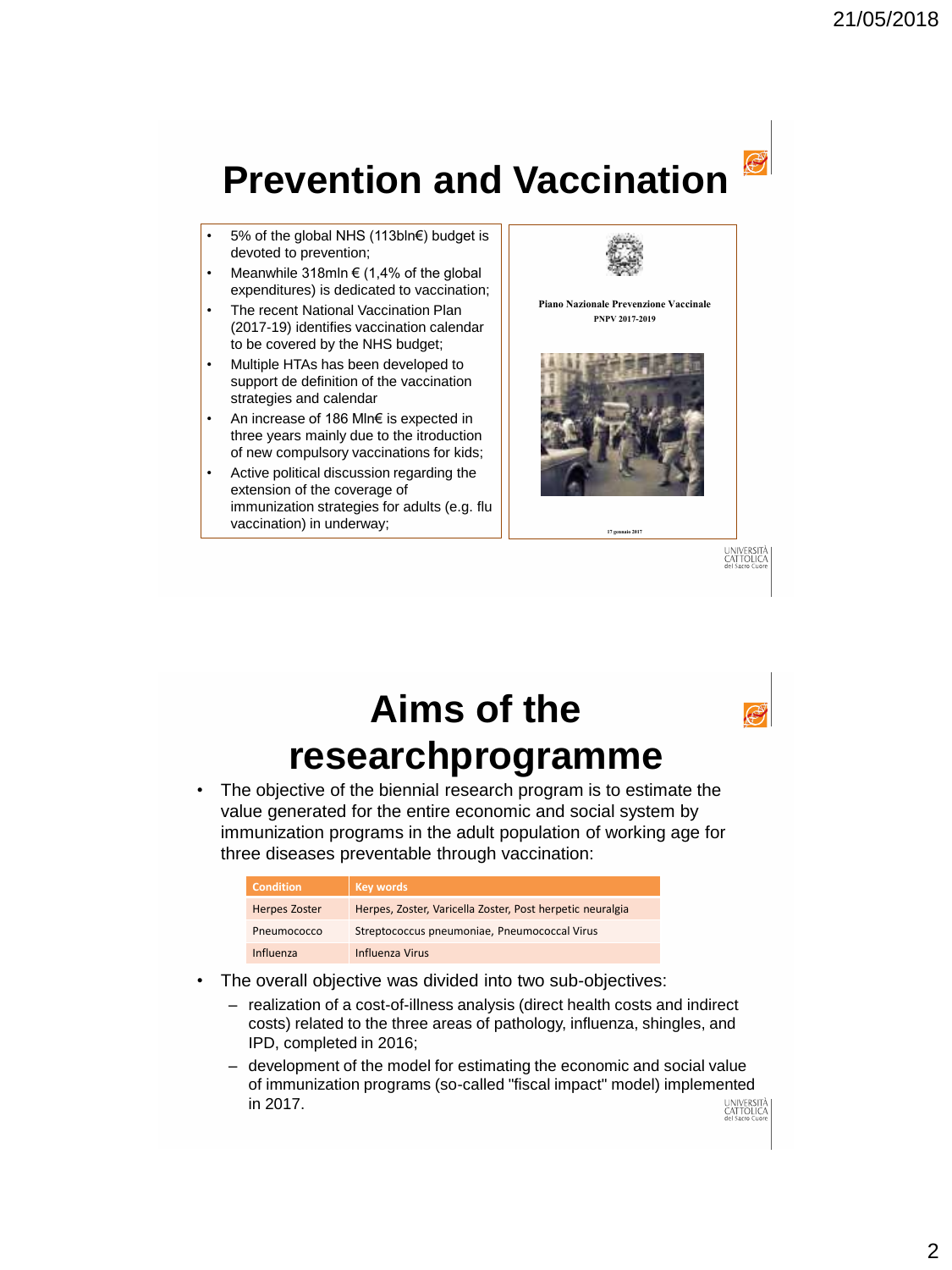# Prevention and Vaccination

- 5% of the global NHS (113bln€) budget is devoted to prevention;
- Meanwhile 318mln € (1,4% of the global expenditures) is dedicated to vaccination;
- The recent National Vaccination Plan (2017-19) identifies vaccination calendar to be covered by the NHS budget;
- Multiple HTAs has been developed to support de definition of the vaccination strategies and calendar
- An increase of 186 Mln€ is expected in three years mainly due to the itroduction of new compulsory vaccinations for kids;
- Active political discussion regarding the extension of the coverage of immunization strategies for adults (e.g. flu vaccination) in underway;

Piano Nazionale Prevenzione Vaccinale
PNPV 2017-2019

17 gennaio 2017

# Aims of the researchprogramme

- The objective of the biennial research program is to estimate the value generated for the entire economic and social system by immunization programs in the adult population of working age for three diseases preventable through vaccination:

| Condition | Key words |
|---|---|
| Herpes Zoster | Herpes, Zoster, Varicella Zoster, Post herpetic neuralgia |
| Pneumococco | Streptococcus pneumoniae, Pneumococcal Virus |
| Influenza | Influenza Virus |

- The overall objective was divided into two sub-objectives:
  - realization of a cost-of-illness analysis (direct health costs and indirect costs) related to the three areas of pathology, influenza, shingles, and IPD, completed in 2016;
  - development of the model for estimating the economic and social value of immunization programs (so-called "fiscal impact" model) implemented in 2017.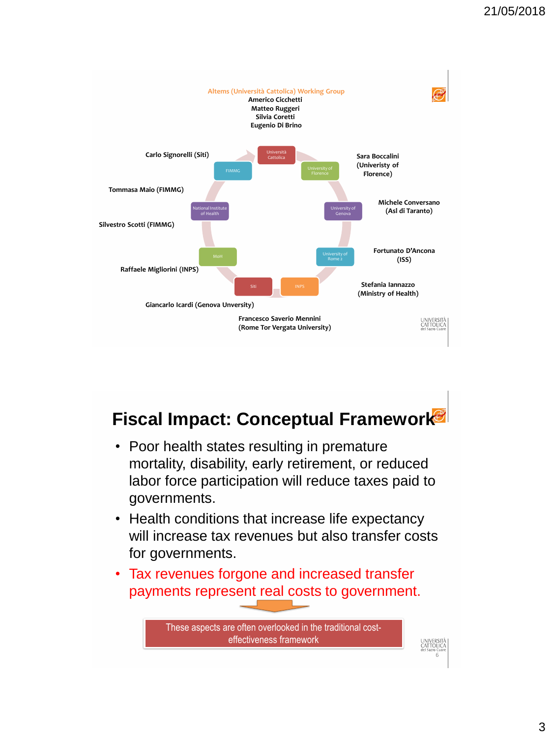**Altems (Università Cattolica) Working Group**

**Americo Cicchetti**
**Matteo Ruggeri**
**Silvia Coretti**
**Eugenio Di Brino**

Università Cattolica — University of Florence — University of Genova — University of Rome 2 — INPS — Siti — MoH — National Institute of Health — FIMMG

**Carlo Signorelli (Siti)**

**Tommasa Maio (FIMMG)**

**Silvestro Scotti (FIMMG)**

**Raffaele Migliorini (INPS)**

**Giancarlo Icardi (Genova Unversity)**

**Francesco Saverio Mennini (Rome Tor Vergata University)**

**Sara Boccalini (Univeristy of Florence)**

**Michele Conversano (Asl di Taranto)**

**Fortunato D'Ancona (ISS)**

**Stefania Iannazzo (Ministry of Health)**

## Fiscal Impact: Conceptual Framework

- Poor health states resulting in premature mortality, disability, early retirement, or reduced labor force participation will reduce taxes paid to governments.
- Health conditions that increase life expectancy will increase tax revenues but also transfer costs for governments.
- Tax revenues forgone and increased transfer payments represent real costs to government.

These aspects are often overlooked in the traditional cost-effectiveness framework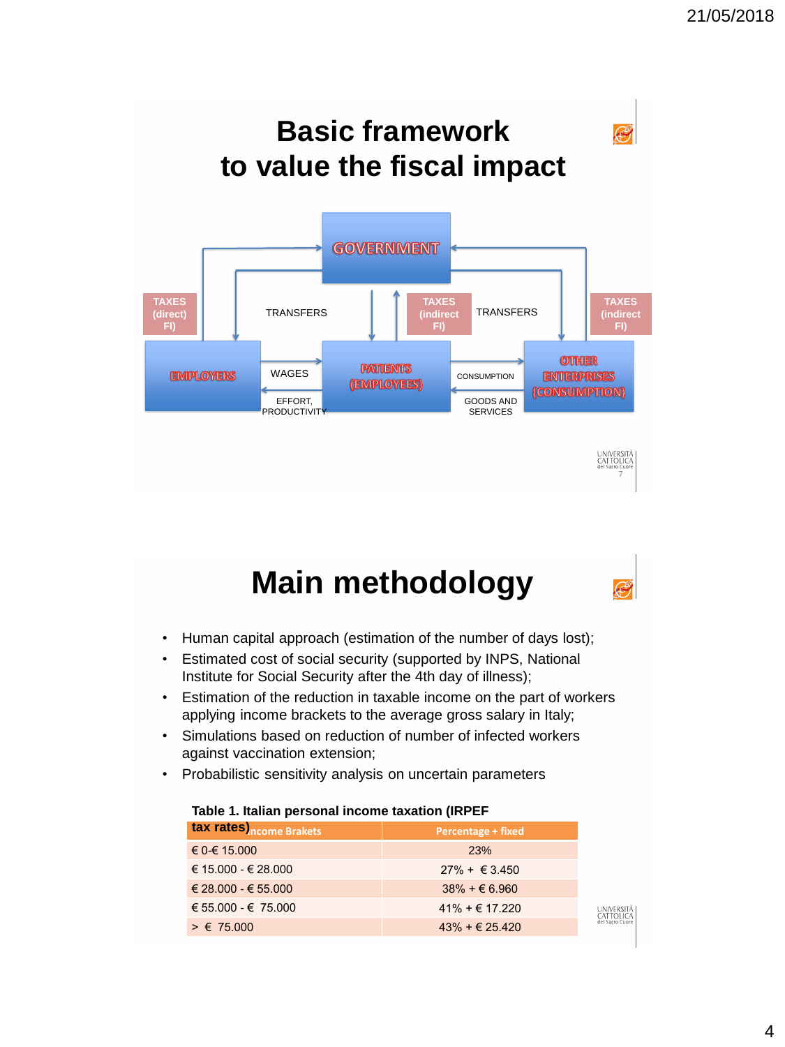# Basic framework to value the fiscal impact

GOVERNMENT

TAXES (direct) FI)

TRANSFERS

TAXES (indirect FI)

TRANSFERS

TAXES (indirect FI)

EMPLOYERS

WAGES

EFFORT, PRODUCTIVITY

PATIENTS (EMPLOYEES)

CONSUMPTION

GOODS AND SERVICES

OTHER ENTERPRISES (CONSUMPTION)

# Main methodology

- Human capital approach (estimation of the number of days lost);
- Estimated cost of social security (supported by INPS, National Institute for Social Security after the 4th day of illness);
- Estimation of the reduction in taxable income on the part of workers applying income brackets to the average gross salary in Italy;
- Simulations based on reduction of number of infected workers against vaccination extension;
- Probabilistic sensitivity analysis on uncertain parameters

**Table 1. Italian personal income taxation (IRPEF tax rates)**

| Income Brakets | Percentage + fixed |
|---|---|
| € 0-€ 15.000 | 23% |
| € 15.000 - € 28.000 | 27% + € 3.450 |
| € 28.000 - € 55.000 | 38% + € 6.960 |
| € 55.000 - € 75.000 | 41% + € 17.220 |
| > € 75.000 | 43% + € 25.420 |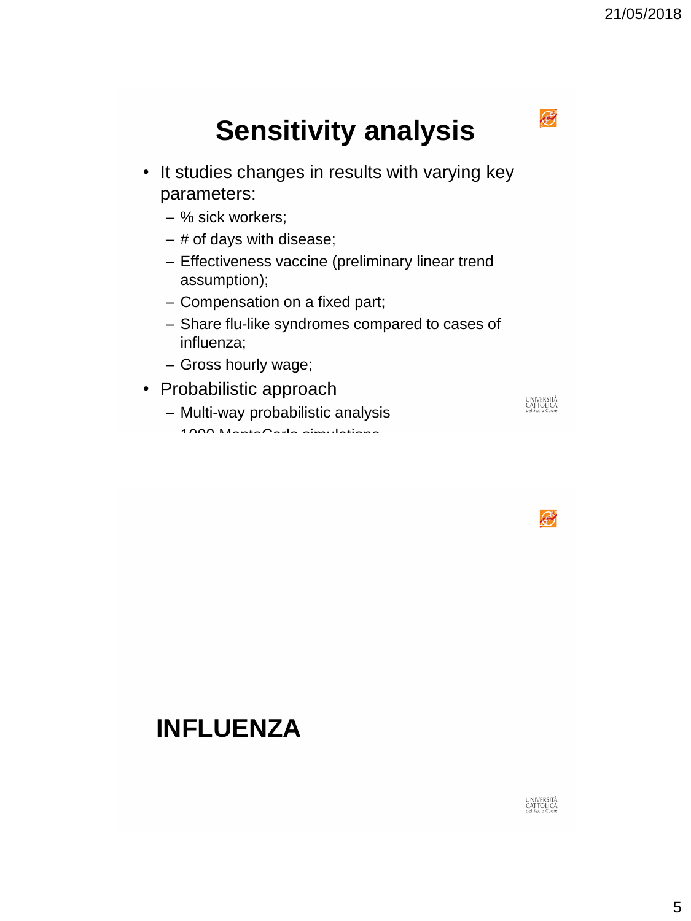# Sensitivity analysis

- It studies changes in results with varying key parameters:
  - % sick workers;
  - # of days with disease;
  - Effectiveness vaccine (preliminary linear trend assumption);
  - Compensation on a fixed part;
  - Share flu-like syndromes compared to cases of influenza;
  - Gross hourly wage;
- Probabilistic approach
  - Multi-way probabilistic analysis
  - 1000 MonteCarlo simulations

# INFLUENZA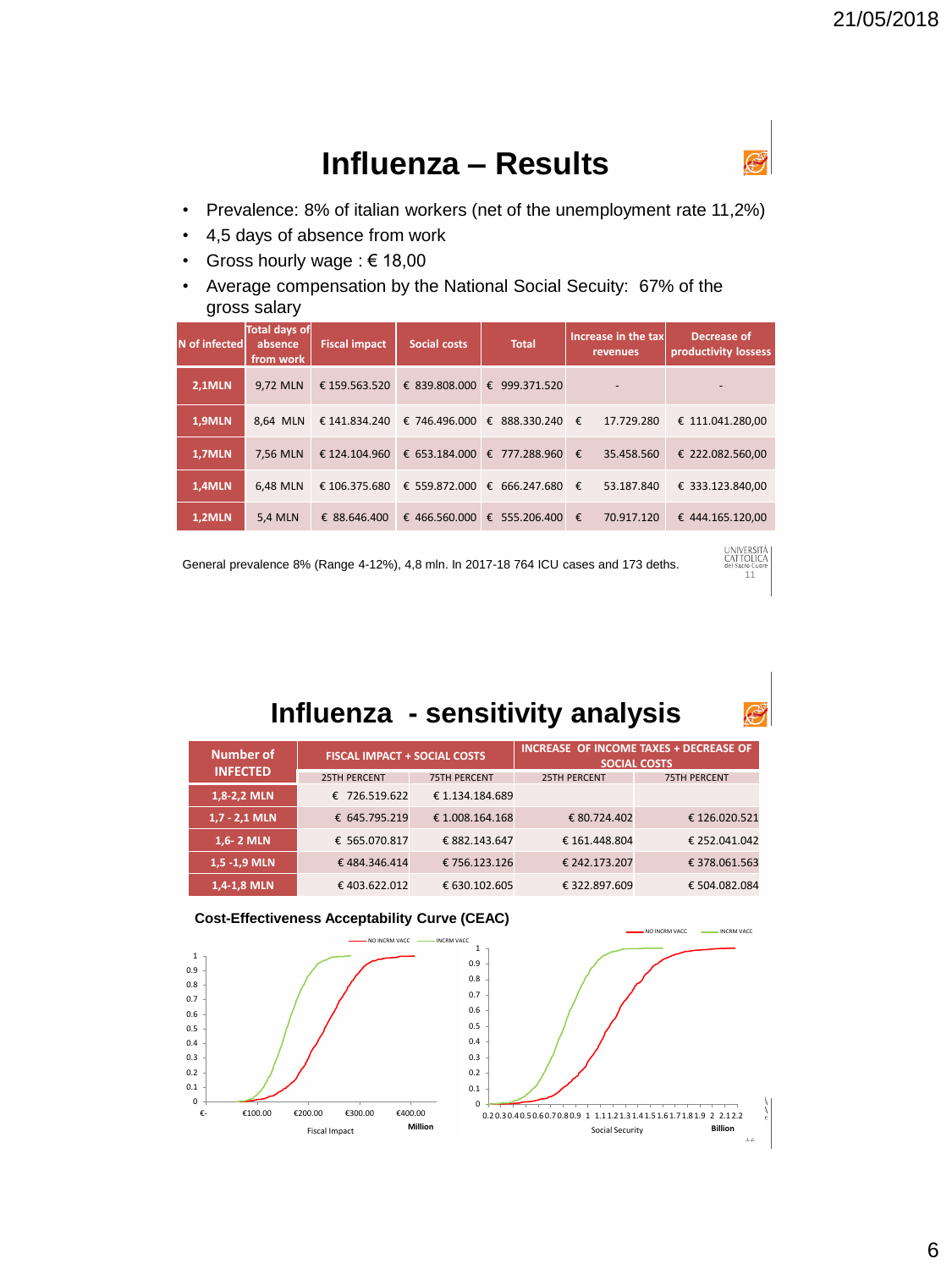# Influenza – Results

- Prevalence: 8% of italian workers (net of the unemployment rate 11,2%)
- 4,5 days of absence from work
- Gross hourly wage : € 18,00
- Average compensation by the National Social Security: 67% of the gross salary

| N of infected | Total days of absence from work | Fiscal impact | Social costs | Total | Increase in the tax revenues | Decrease of productivity losses |
|---|---|---|---|---|---|---|
| 2,1MLN | 9,72 MLN | € 159.563.520 | € 839.808.000 | € 999.371.520 | - | - |
| 1,9MLN | 8,64 MLN | € 141.834.240 | € 746.496.000 | € 888.330.240 | € 17.729.280 | € 111.041.280,00 |
| 1,7MLN | 7,56 MLN | € 124.104.960 | € 653.184.000 | € 777.288.960 | € 35.458.560 | € 222.082.560,00 |
| 1,4MLN | 6,48 MLN | € 106.375.680 | € 559.872.000 | € 666.247.680 | € 53.187.840 | € 333.123.840,00 |
| 1,2MLN | 5,4 MLN | € 88.646.400 | € 466.560.000 | € 555.206.400 | € 70.917.120 | € 444.165.120,00 |

General prevalence 8% (Range 4-12%), 4,8 mln. In 2017-18 764 ICU cases and 173 deths.

# Influenza - sensitivity analysis

| Number of INFECTED | FISCAL IMPACT + SOCIAL COSTS | | INCREASE OF INCOME TAXES + DECREASE OF SOCIAL COSTS | |
|---|---|---|---|---|
| | 25TH PERCENT | 75TH PERCENT | 25TH PERCENT | 75TH PERCENT |
| 1,8-2,2 MLN | € 726.519.622 | € 1.134.184.689 | | |
| 1,7 - 2,1 MLN | € 645.795.219 | € 1.008.164.168 | € 80.724.402 | € 126.020.521 |
| 1,6- 2 MLN | € 565.070.817 | € 882.143.647 | € 161.448.804 | € 252.041.042 |
| 1,5 -1,9 MLN | € 484.346.414 | € 756.123.126 | € 242.173.207 | € 378.061.563 |
| 1,4-1,8 MLN | € 403.622.012 | € 630.102.605 | € 322.897.609 | € 504.082.084 |

**Cost-Effectiveness Acceptability Curve (CEAC)**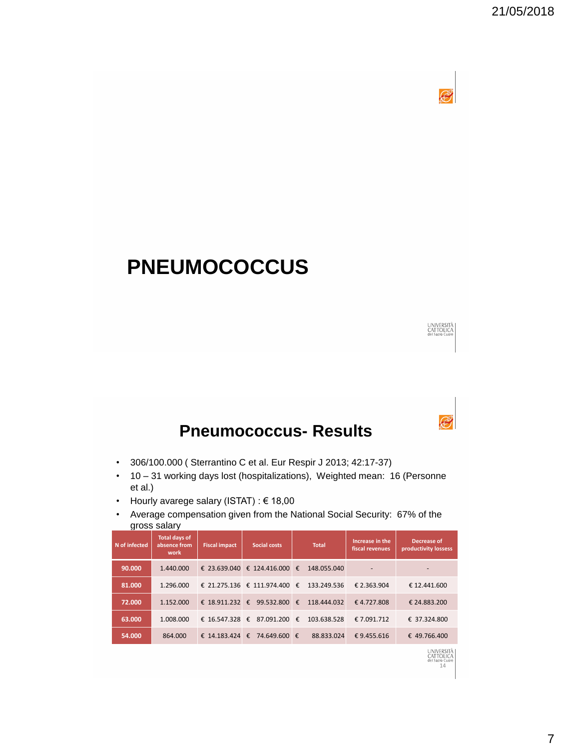# PNEUMOCOCCUS

## Pneumococcus- Results

- 306/100.000 ( Sterrantino C et al. Eur Respir J 2013; 42:17-37)
- 10 – 31 working days lost (hospitalizations), Weighted mean: 16 (Personne et al.)
- Hourly avarege salary (ISTAT) : € 18,00
- Average compensation given from the National Social Security: 67% of the gross salary

| N of infected | Total days of absence from work | Fiscal impact | Social costs | Total | Increase in the fiscal revenues | Decrease of productivity lossess |
|---|---|---|---|---|---|---|
| 90.000 | 1.440.000 | € 23.639.040 | € 124.416.000 | € 148.055.040 | - | - |
| 81.000 | 1.296.000 | € 21.275.136 | € 111.974.400 | € 133.249.536 | € 2.363.904 | € 12.441.600 |
| 72.000 | 1.152.000 | € 18.911.232 | € 99.532.800 | € 118.444.032 | € 4.727.808 | € 24.883.200 |
| 63.000 | 1.008.000 | € 16.547.328 | € 87.091.200 | € 103.638.528 | € 7.091.712 | € 37.324.800 |
| 54.000 | 864.000 | € 14.183.424 | € 74.649.600 | € 88.833.024 | € 9.455.616 | € 49.766.400 |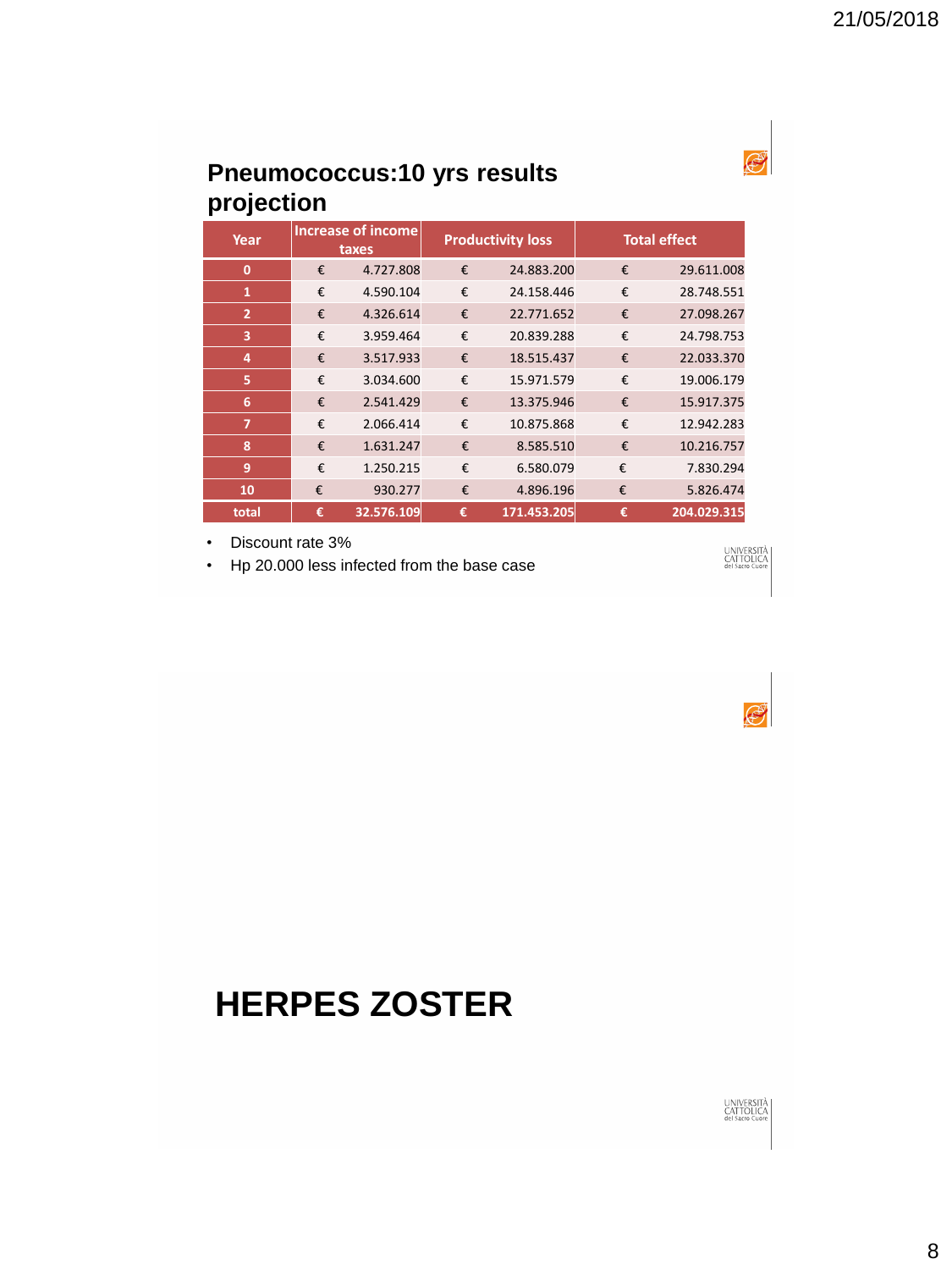## Pneumococcus:10 yrs results projection

| Year | Increase of income taxes | Productivity loss | Total effect |
|---|---|---|---|
| 0 | € 4.727.808 | € 24.883.200 | € 29.611.008 |
| 1 | € 4.590.104 | € 24.158.446 | € 28.748.551 |
| 2 | € 4.326.614 | € 22.771.652 | € 27.098.267 |
| 3 | € 3.959.464 | € 20.839.288 | € 24.798.753 |
| 4 | € 3.517.933 | € 18.515.437 | € 22.033.370 |
| 5 | € 3.034.600 | € 15.971.579 | € 19.006.179 |
| 6 | € 2.541.429 | € 13.375.946 | € 15.917.375 |
| 7 | € 2.066.414 | € 10.875.868 | € 12.942.283 |
| 8 | € 1.631.247 | € 8.585.510 | € 10.216.757 |
| 9 | € 1.250.215 | € 6.580.079 | € 7.830.294 |
| 10 | € 930.277 | € 4.896.196 | € 5.826.474 |
| total | € 32.576.109 | € 171.453.205 | € 204.029.315 |

- Discount rate 3%
- Hp 20.000 less infected from the base case

# HERPES ZOSTER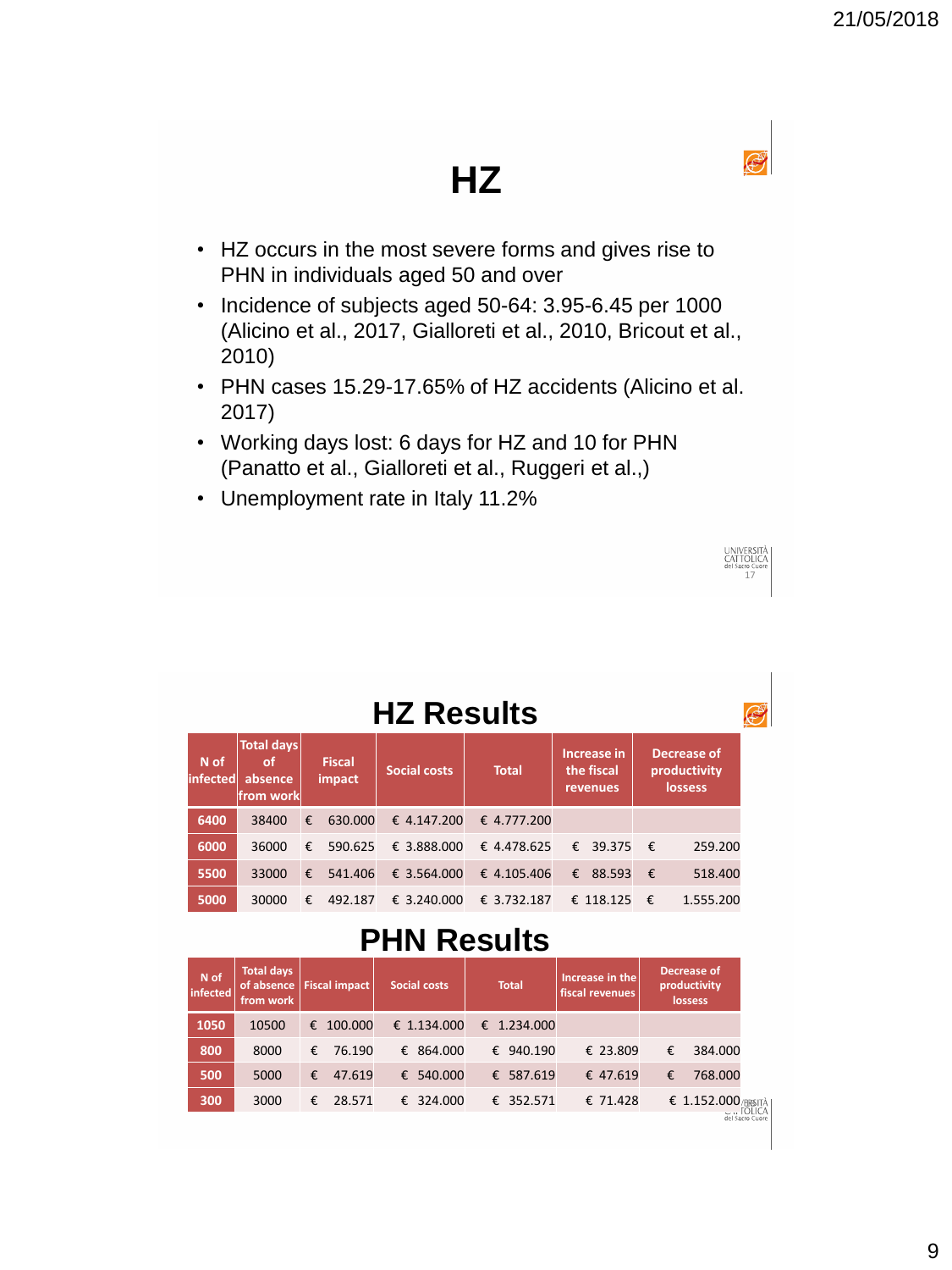# HZ

- HZ occurs in the most severe forms and gives rise to PHN in individuals aged 50 and over
- Incidence of subjects aged 50-64: 3.95-6.45 per 1000 (Alicino et al., 2017, Gialloreti et al., 2010, Bricout et al., 2010)
- PHN cases 15.29-17.65% of HZ accidents (Alicino et al. 2017)
- Working days lost: 6 days for HZ and 10 for PHN (Panatto et al., Gialloreti et al., Ruggeri et al.,)
- Unemployment rate in Italy 11.2%

# HZ Results

| N of infected | Total days of absence from work | Fiscal impact | Social costs | Total | Increase in the fiscal revenues | Decrease of productivity lossess |
|---|---|---|---|---|---|---|
| 6400 | 38400 | € 630.000 | € 4.147.200 | € 4.777.200 | | |
| 6000 | 36000 | € 590.625 | € 3.888.000 | € 4.478.625 | € 39.375 | € 259.200 |
| 5500 | 33000 | € 541.406 | € 3.564.000 | € 4.105.406 | € 88.593 | € 518.400 |
| 5000 | 30000 | € 492.187 | € 3.240.000 | € 3.732.187 | € 118.125 | € 1.555.200 |

# PHN Results

| N of infected | Total days of absence from work | Fiscal impact | Social costs | Total | Increase in the fiscal revenues | Decrease of productivity lossess |
|---|---|---|---|---|---|---|
| 1050 | 10500 | € 100.000 | € 1.134.000 | € 1.234.000 | | |
| 800 | 8000 | € 76.190 | € 864.000 | € 940.190 | € 23.809 | € 384.000 |
| 500 | 5000 | € 47.619 | € 540.000 | € 587.619 | € 47.619 | € 768.000 |
| 300 | 3000 | € 28.571 | € 324.000 | € 352.571 | € 71.428 | € 1.152.000 |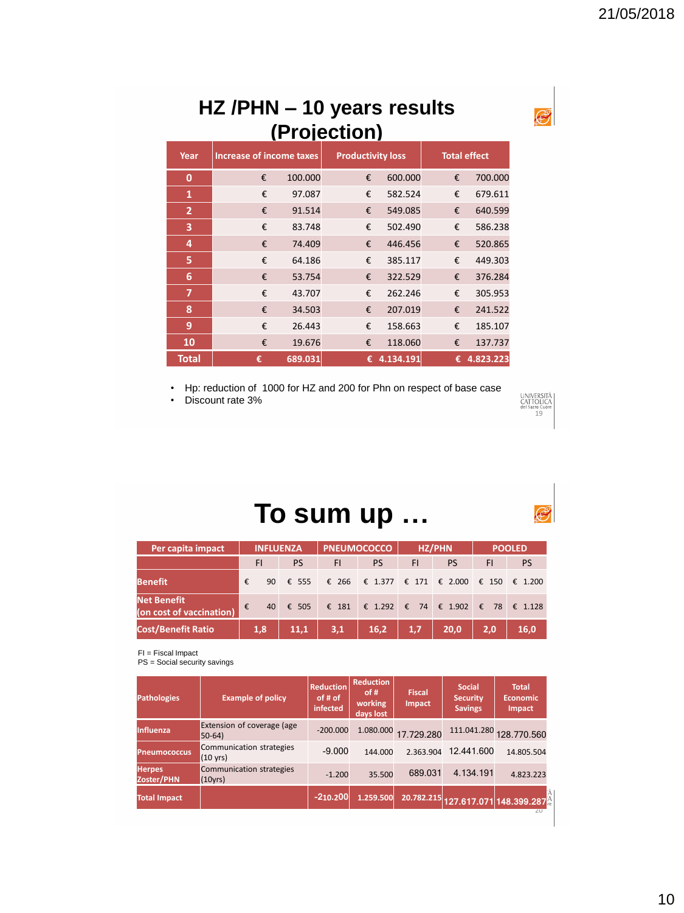# HZ /PHN – 10 years results (Projection)

| Year | Increase of income taxes | Productivity loss | Total effect |
|---|---|---|---|
| 0 | € 100.000 | € 600.000 | € 700.000 |
| 1 | € 97.087 | € 582.524 | € 679.611 |
| 2 | € 91.514 | € 549.085 | € 640.599 |
| 3 | € 83.748 | € 502.490 | € 586.238 |
| 4 | € 74.409 | € 446.456 | € 520.865 |
| 5 | € 64.186 | € 385.117 | € 449.303 |
| 6 | € 53.754 | € 322.529 | € 376.284 |
| 7 | € 43.707 | € 262.246 | € 305.953 |
| 8 | € 34.503 | € 207.019 | € 241.522 |
| 9 | € 26.443 | € 158.663 | € 185.107 |
| 10 | € 19.676 | € 118.060 | € 137.737 |
| Total | € 689.031 | € 4.134.191 | € 4.823.223 |

- Hp: reduction of 1000 for HZ and 200 for Phn on respect of base case
- Discount rate 3%

# To sum up …

| Per capita impact | INFLUENZA | | PNEUMOCOCCO | | HZ/PHN | | POOLED | |
|---|---|---|---|---|---|---|---|---|
| | FI | PS | FI | PS | FI | PS | FI | PS |
| Benefit | € 90 | € 555 | € 266 | € 1.377 | € 171 | € 2.000 | € 150 | € 1.200 |
| Net Benefit (on cost of vaccination) | € 40 | € 505 | € 181 | € 1.292 | € 74 | € 1.902 | € 78 | € 1.128 |
| Cost/Benefit Ratio | 1,8 | 11,1 | 3,1 | 16,2 | 1,7 | 20,0 | 2,0 | 16,0 |

FI = Fiscal Impact
PS = Social security savings

| Pathologies | Example of policy | Reduction of # of infected | Reduction of # working days lost | Fiscal Impact | Social Security Savings | Total Economic Impact |
|---|---|---|---|---|---|---|
| Influenza | Extension of coverage (age 50-64) | -200.000 | 1.080.000 | 17.729.280 | 111.041.280 | 128.770.560 |
| Pneumococcus | Communication strategies (10 yrs) | -9.000 | 144.000 | 2.363.904 | 12.441.600 | 14.805.504 |
| Herpes Zoster/PHN | Communication strategies (10yrs) | -1.200 | 35.500 | 689.031 | 4.134.191 | 4.823.223 |
| Total Impact | | -210.200 | 1.259.500 | 20.782.215 | 127.617.071 | 148.399.287 |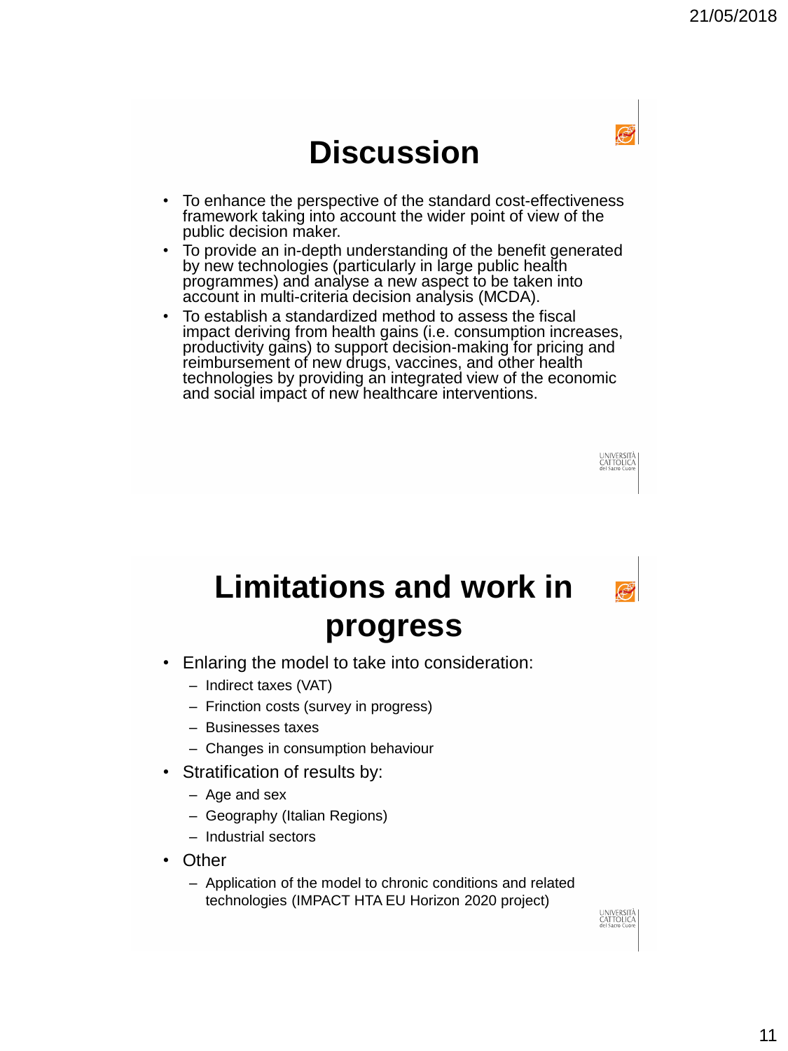# Discussion

- To enhance the perspective of the standard cost-effectiveness framework taking into account the wider point of view of the public decision maker.
- To provide an in-depth understanding of the benefit generated by new technologies (particularly in large public health programmes) and analyse a new aspect to be taken into account in multi-criteria decision analysis (MCDA).
- To establish a standardized method to assess the fiscal impact deriving from health gains (i.e. consumption increases, productivity gains) to support decision-making for pricing and reimbursement of new drugs, vaccines, and other health technologies by providing an integrated view of the economic and social impact of new healthcare interventions.

# Limitations and work in progress

- Enlaring the model to take into consideration:
  - Indirect taxes (VAT)
  - Frinction costs (survey in progress)
  - Businesses taxes
  - Changes in consumption behaviour
- Stratification of results by:
  - Age and sex
  - Geography (Italian Regions)
  - Industrial sectors
- Other
  - Application of the model to chronic conditions and related technologies (IMPACT HTA EU Horizon 2020 project)